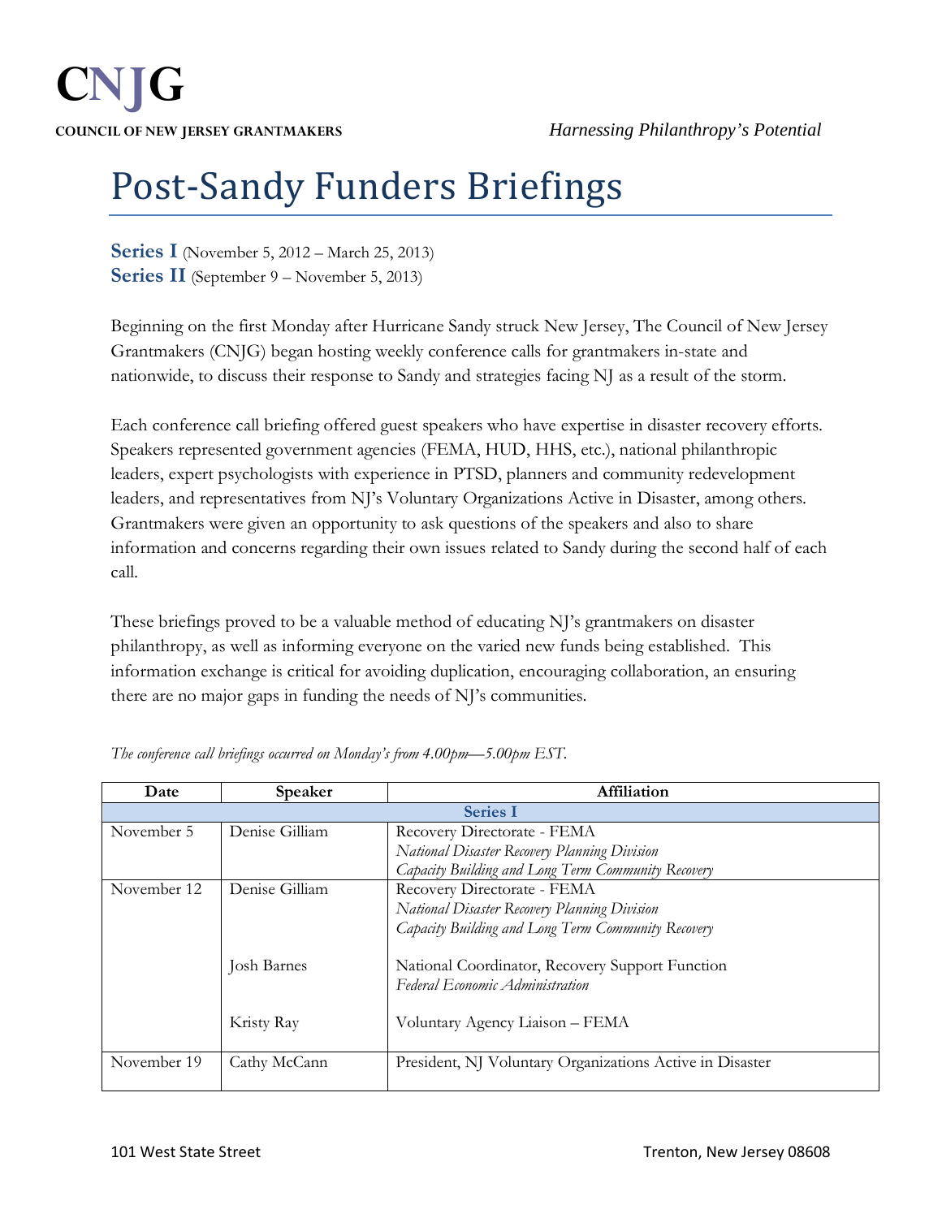# CNJG

**COUNCIL OF NEW JERSEY GRANTMAKERS**

*Harnessing Philanthropy's Potential*

# Post-Sandy Funders Briefings

**Series I** (November 5, 2012 – March 25, 2013)
**Series II** (September 9 – November 5, 2013)

Beginning on the first Monday after Hurricane Sandy struck New Jersey, The Council of New Jersey Grantmakers (CNJG) began hosting weekly conference calls for grantmakers in-state and nationwide, to discuss their response to Sandy and strategies facing NJ as a result of the storm.

Each conference call briefing offered guest speakers who have expertise in disaster recovery efforts. Speakers represented government agencies (FEMA, HUD, HHS, etc.), national philanthropic leaders, expert psychologists with experience in PTSD, planners and community redevelopment leaders, and representatives from NJ's Voluntary Organizations Active in Disaster, among others. Grantmakers were given an opportunity to ask questions of the speakers and also to share information and concerns regarding their own issues related to Sandy during the second half of each call.

These briefings proved to be a valuable method of educating NJ's grantmakers on disaster philanthropy, as well as informing everyone on the varied new funds being established. This information exchange is critical for avoiding duplication, encouraging collaboration, an ensuring there are no major gaps in funding the needs of NJ's communities.

*The conference call briefings occurred on Monday's from 4.00pm—5.00pm EST.*

| Date | Speaker | Affiliation |
|---|---|---|
| **Series I** | | |
| November 5 | Denise Gilliam | Recovery Directorate - FEMA<br>*National Disaster Recovery Planning Division*<br>*Capacity Building and Long Term Community Recovery* |
| November 12 | Denise Gilliam | Recovery Directorate - FEMA<br>*National Disaster Recovery Planning Division*<br>*Capacity Building and Long Term Community Recovery* |
| | Josh Barnes | National Coordinator, Recovery Support Function<br>*Federal Economic Administration* |
| | Kristy Ray | Voluntary Agency Liaison – FEMA |
| November 19 | Cathy McCann | President, NJ Voluntary Organizations Active in Disaster |

101 West State Street Trenton, New Jersey 08608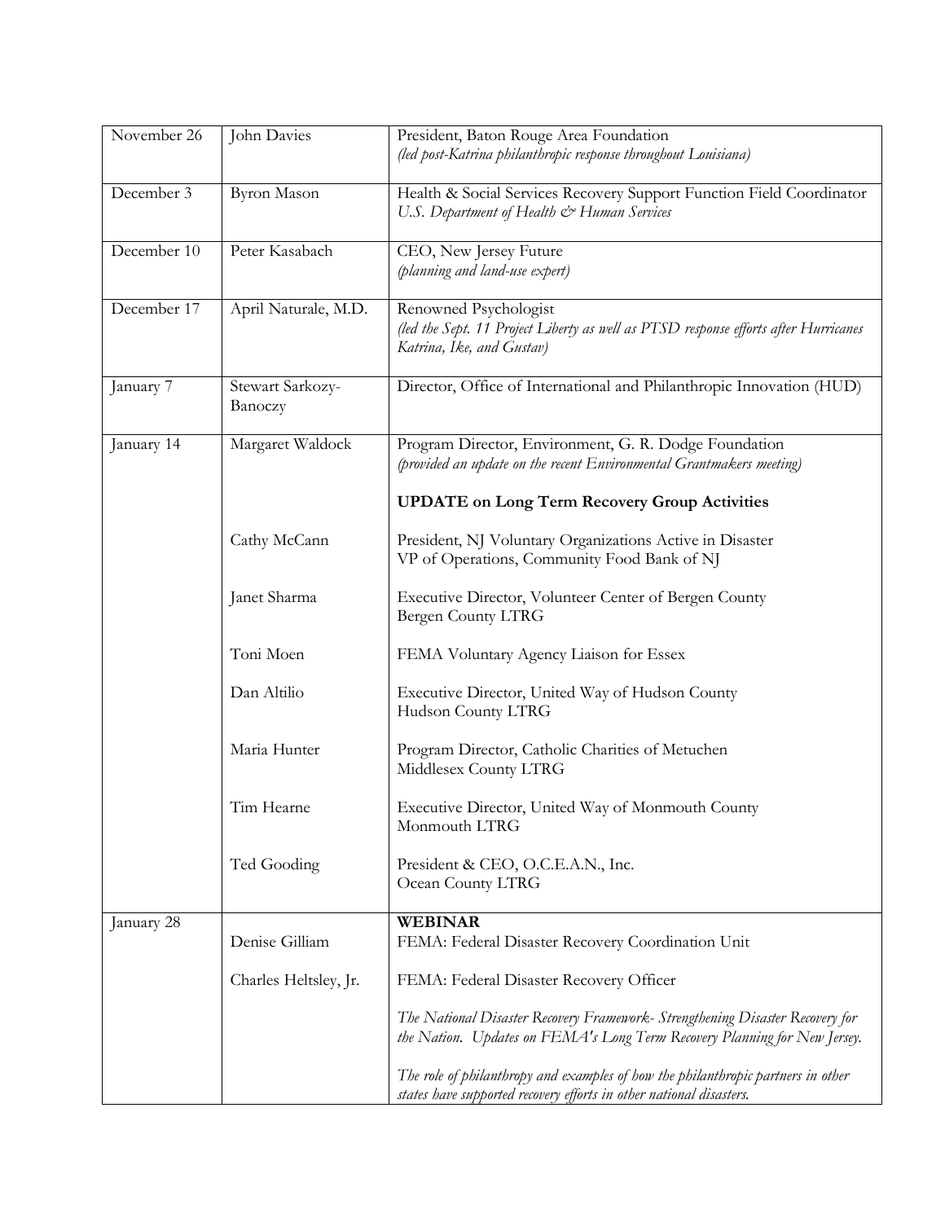| | | |
|---|---|---|
| November 26 | John Davies | President, Baton Rouge Area Foundation<br>*(led post-Katrina philanthropic response throughout Louisiana)* |
| December 3 | Byron Mason | Health & Social Services Recovery Support Function Field Coordinator<br>*U.S. Department of Health & Human Services* |
| December 10 | Peter Kasabach | CEO, New Jersey Future<br>*(planning and land-use expert)* |
| December 17 | April Naturale, M.D. | Renowned Psychologist<br>*(led the Sept. 11 Project Liberty as well as PTSD response efforts after Hurricanes Katrina, Ike, and Gustav)* |
| January 7 | Stewart Sarkozy-Banoczy | Director, Office of International and Philanthropic Innovation (HUD) |
| January 14 | Margaret Waldock | Program Director, Environment, G. R. Dodge Foundation<br>*(provided an update on the recent Environmental Grantmakers meeting)*<br><br>**UPDATE on Long Term Recovery Group Activities** |
| | Cathy McCann | President, NJ Voluntary Organizations Active in Disaster<br>VP of Operations, Community Food Bank of NJ |
| | Janet Sharma | Executive Director, Volunteer Center of Bergen County<br>Bergen County LTRG |
| | Toni Moen | FEMA Voluntary Agency Liaison for Essex |
| | Dan Altilio | Executive Director, United Way of Hudson County<br>Hudson County LTRG |
| | Maria Hunter | Program Director, Catholic Charities of Metuchen<br>Middlesex County LTRG |
| | Tim Hearne | Executive Director, United Way of Monmouth County<br>Monmouth LTRG |
| | Ted Gooding | President & CEO, O.C.E.A.N., Inc.<br>Ocean County LTRG |
| January 28 | | **WEBINAR** |
| | Denise Gilliam | FEMA: Federal Disaster Recovery Coordination Unit |
| | Charles Heltsley, Jr. | FEMA: Federal Disaster Recovery Officer<br><br>*The National Disaster Recovery Framework- Strengthening Disaster Recovery for the Nation. Updates on FEMA's Long Term Recovery Planning for New Jersey.*<br><br>*The role of philanthropy and examples of how the philanthropic partners in other states have supported recovery efforts in other national disasters.* |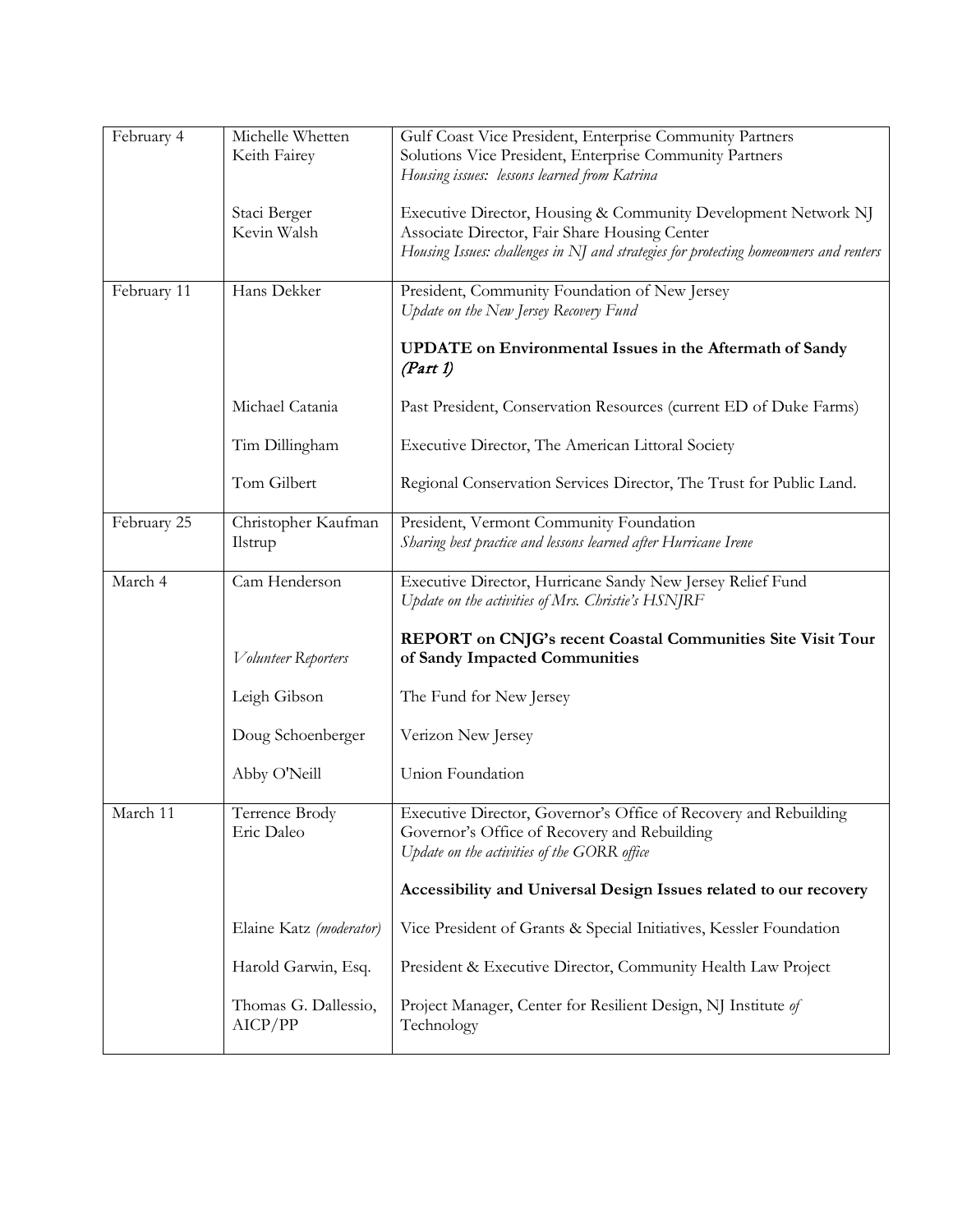| February 4 | Michelle Whetten<br>Keith Fairey | Gulf Coast Vice President, Enterprise Community Partners<br>Solutions Vice President, Enterprise Community Partners<br>*Housing issues: lessons learned from Katrina* |
|---|---|---|
| | Staci Berger<br>Kevin Walsh | Executive Director, Housing & Community Development Network NJ<br>Associate Director, Fair Share Housing Center<br>*Housing Issues: challenges in NJ and strategies for protecting homeowners and renters* |
| February 11 | Hans Dekker | President, Community Foundation of New Jersey<br>*Update on the New Jersey Recovery Fund* |
| | | **UPDATE on Environmental Issues in the Aftermath of Sandy *(Part 1)*** |
| | Michael Catania | Past President, Conservation Resources (current ED of Duke Farms) |
| | Tim Dillingham | Executive Director, The American Littoral Society |
| | Tom Gilbert | Regional Conservation Services Director, The Trust for Public Land. |
| February 25 | Christopher Kaufman Ilstrup | President, Vermont Community Foundation<br>*Sharing best practice and lessons learned after Hurricane Irene* |
| March 4 | Cam Henderson | Executive Director, Hurricane Sandy New Jersey Relief Fund<br>*Update on the activities of Mrs. Christie's HSNJRF* |
| | *Volunteer Reporters* | **REPORT on CNJG's recent Coastal Communities Site Visit Tour of Sandy Impacted Communities** |
| | Leigh Gibson | The Fund for New Jersey |
| | Doug Schoenberger | Verizon New Jersey |
| | Abby O'Neill | Union Foundation |
| March 11 | Terrence Brody<br>Eric Daleo | Executive Director, Governor's Office of Recovery and Rebuilding<br>Governor's Office of Recovery and Rebuilding<br>*Update on the activities of the GORR office* |
| | | **Accessibility and Universal Design Issues related to our recovery** |
| | Elaine Katz *(moderator)* | Vice President of Grants & Special Initiatives, Kessler Foundation |
| | Harold Garwin, Esq. | President & Executive Director, Community Health Law Project |
| | Thomas G. Dallessio, AICP/PP | Project Manager, Center for Resilient Design, NJ Institute *of* Technology |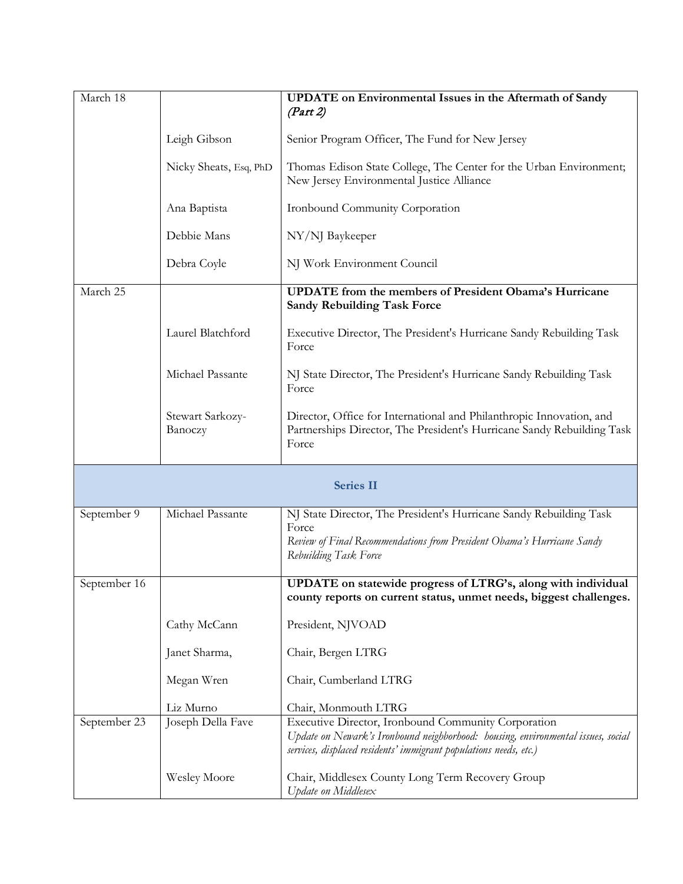| | | |
|---|---|---|
| March 18 | | **UPDATE on Environmental Issues in the Aftermath of Sandy** ***(Part 2)*** |
| | Leigh Gibson | Senior Program Officer, The Fund for New Jersey |
| | Nicky Sheats, Esq, PhD | Thomas Edison State College, The Center for the Urban Environment; New Jersey Environmental Justice Alliance |
| | Ana Baptista | Ironbound Community Corporation |
| | Debbie Mans | NY/NJ Baykeeper |
| | Debra Coyle | NJ Work Environment Council |
| March 25 | | **UPDATE from the members of President Obama's Hurricane Sandy Rebuilding Task Force** |
| | Laurel Blatchford | Executive Director, The President's Hurricane Sandy Rebuilding Task Force |
| | Michael Passante | NJ State Director, The President's Hurricane Sandy Rebuilding Task Force |
| | Stewart Sarkozy-Banoczy | Director, Office for International and Philanthropic Innovation, and Partnerships Director, The President's Hurricane Sandy Rebuilding Task Force |
| **Series II** | | |
| September 9 | Michael Passante | NJ State Director, The President's Hurricane Sandy Rebuilding Task Force<br>*Review of Final Recommendations from President Obama's Hurricane Sandy Rebuilding Task Force* |
| September 16 | | **UPDATE on statewide progress of LTRG's, along with individual county reports on current status, unmet needs, biggest challenges.** |
| | Cathy McCann | President, NJVOAD |
| | Janet Sharma, | Chair, Bergen LTRG |
| | Megan Wren | Chair, Cumberland LTRG |
| | Liz Murno | Chair, Monmouth LTRG |
| September 23 | Joseph Della Fave | Executive Director, Ironbound Community Corporation<br>*Update on Newark's Ironbound neighborhood: housing, environmental issues, social services, displaced residents' immigrant populations needs, etc.)* |
| | Wesley Moore | Chair, Middlesex County Long Term Recovery Group<br>*Update on Middlesex* |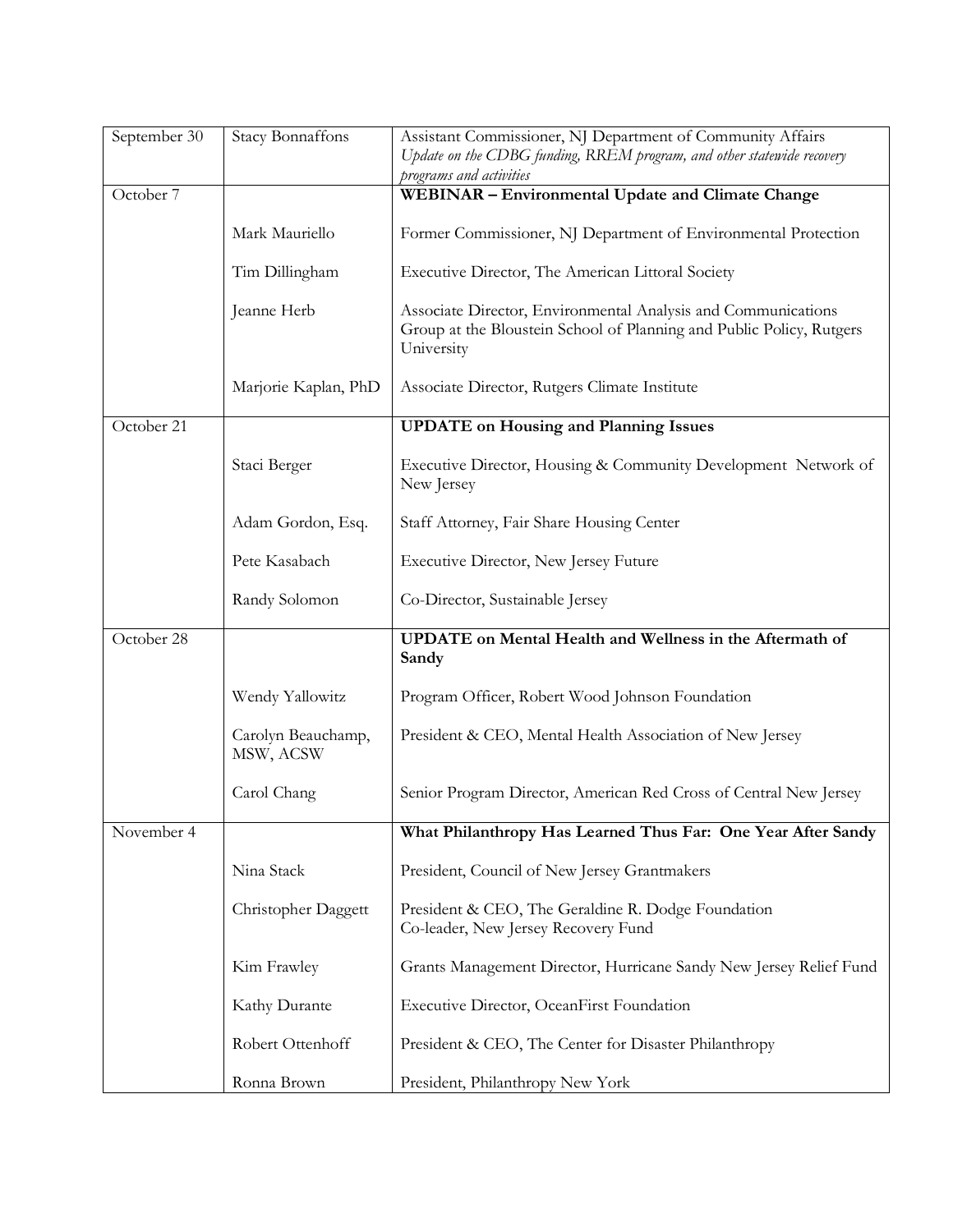| | | |
|---|---|---|
| September 30 | Stacy Bonnaffons | Assistant Commissioner, NJ Department of Community Affairs<br>*Update on the CDBG funding, RREM program, and other statewide recovery programs and activities* |
| October 7 | | **WEBINAR – Environmental Update and Climate Change** |
| | Mark Mauriello | Former Commissioner, NJ Department of Environmental Protection |
| | Tim Dillingham | Executive Director, The American Littoral Society |
| | Jeanne Herb | Associate Director, Environmental Analysis and Communications Group at the Bloustein School of Planning and Public Policy, Rutgers University |
| | Marjorie Kaplan, PhD | Associate Director, Rutgers Climate Institute |
| October 21 | | **UPDATE on Housing and Planning Issues** |
| | Staci Berger | Executive Director, Housing & Community Development Network of New Jersey |
| | Adam Gordon, Esq. | Staff Attorney, Fair Share Housing Center |
| | Pete Kasabach | Executive Director, New Jersey Future |
| | Randy Solomon | Co-Director, Sustainable Jersey |
| October 28 | | **UPDATE on Mental Health and Wellness in the Aftermath of Sandy** |
| | Wendy Yallowitz | Program Officer, Robert Wood Johnson Foundation |
| | Carolyn Beauchamp, MSW, ACSW | President & CEO, Mental Health Association of New Jersey |
| | Carol Chang | Senior Program Director, American Red Cross of Central New Jersey |
| November 4 | | **What Philanthropy Has Learned Thus Far: One Year After Sandy** |
| | Nina Stack | President, Council of New Jersey Grantmakers |
| | Christopher Daggett | President & CEO, The Geraldine R. Dodge Foundation<br>Co-leader, New Jersey Recovery Fund |
| | Kim Frawley | Grants Management Director, Hurricane Sandy New Jersey Relief Fund |
| | Kathy Durante | Executive Director, OceanFirst Foundation |
| | Robert Ottenhoff | President & CEO, The Center for Disaster Philanthropy |
| | Ronna Brown | President, Philanthropy New York |